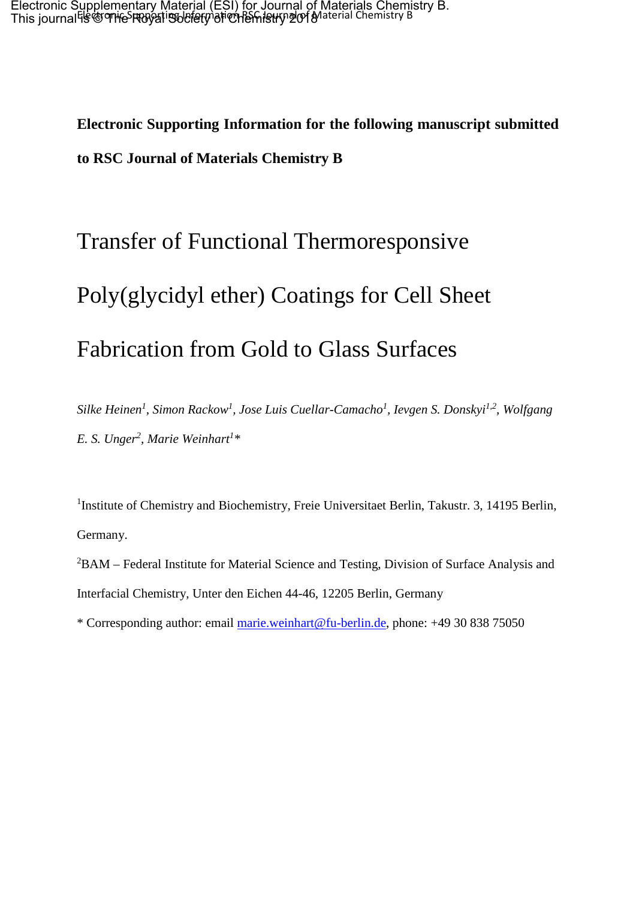**Electronic Supporting Information for the following manuscript submitted to RSC Journal of Materials Chemistry B**

# Transfer of Functional Thermoresponsive Poly(glycidyl ether) Coatings for Cell Sheet Fabrication from Gold to Glass Surfaces

*Silke Heinen[1], Simon Rackow[1], Jose Luis Cuellar-Camacho[1], Ievgen S. Donskyi[1,2], Wolfgang E. S. Unger[2], Marie Weinhart[1]\**

[1]Institute of Chemistry and Biochemistry, Freie Universitaet Berlin, Takustr. 3, 14195 Berlin, Germany.

[2]BAM – Federal Institute for Material Science and Testing, Division of Surface Analysis and Interfacial Chemistry, Unter den Eichen 44-46, 12205 Berlin, Germany

\* Corresponding author: email marie.weinhart@fu-berlin.de, phone: +49 30 838 75050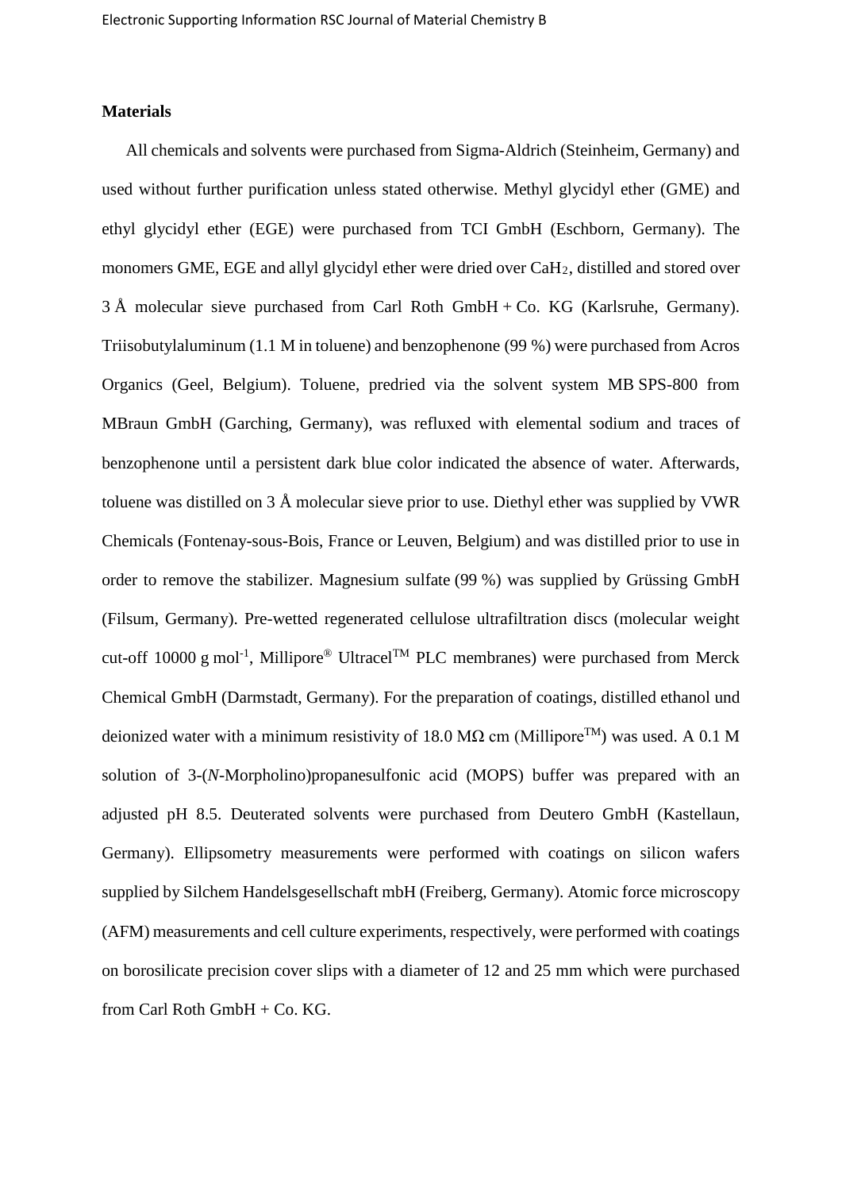**Materials**

All chemicals and solvents were purchased from Sigma-Aldrich (Steinheim, Germany) and used without further purification unless stated otherwise. Methyl glycidyl ether (GME) and ethyl glycidyl ether (EGE) were purchased from TCI GmbH (Eschborn, Germany). The monomers GME, EGE and allyl glycidyl ether were dried over $CaH_2$, distilled and stored over 3 Å molecular sieve purchased from Carl Roth GmbH + Co. KG (Karlsruhe, Germany). Triisobutylaluminum (1.1 M in toluene) and benzophenone (99 %) were purchased from Acros Organics (Geel, Belgium). Toluene, predried via the solvent system MB SPS-800 from MBraun GmbH (Garching, Germany), was refluxed with elemental sodium and traces of benzophenone until a persistent dark blue color indicated the absence of water. Afterwards, toluene was distilled on 3 Å molecular sieve prior to use. Diethyl ether was supplied by VWR Chemicals (Fontenay-sous-Bois, France or Leuven, Belgium) and was distilled prior to use in order to remove the stabilizer. Magnesium sulfate (99 %) was supplied by Grüssing GmbH (Filsum, Germany). Pre-wetted regenerated cellulose ultrafiltration discs (molecular weight cut-off 10000 g $mol^{-1}$, Millipore® Ultracel™ PLC membranes) were purchased from Merck Chemical GmbH (Darmstadt, Germany). For the preparation of coatings, distilled ethanol und deionized water with a minimum resistivity of 18.0 MΩ cm (Millipore™) was used. A 0.1 M solution of 3-(*N*-Morpholino)propanesulfonic acid (MOPS) buffer was prepared with an adjusted pH 8.5. Deuterated solvents were purchased from Deutero GmbH (Kastellaun, Germany). Ellipsometry measurements were performed with coatings on silicon wafers supplied by Silchem Handelsgesellschaft mbH (Freiberg, Germany). Atomic force microscopy (AFM) measurements and cell culture experiments, respectively, were performed with coatings on borosilicate precision cover slips with a diameter of 12 and 25 mm which were purchased from Carl Roth GmbH + Co. KG.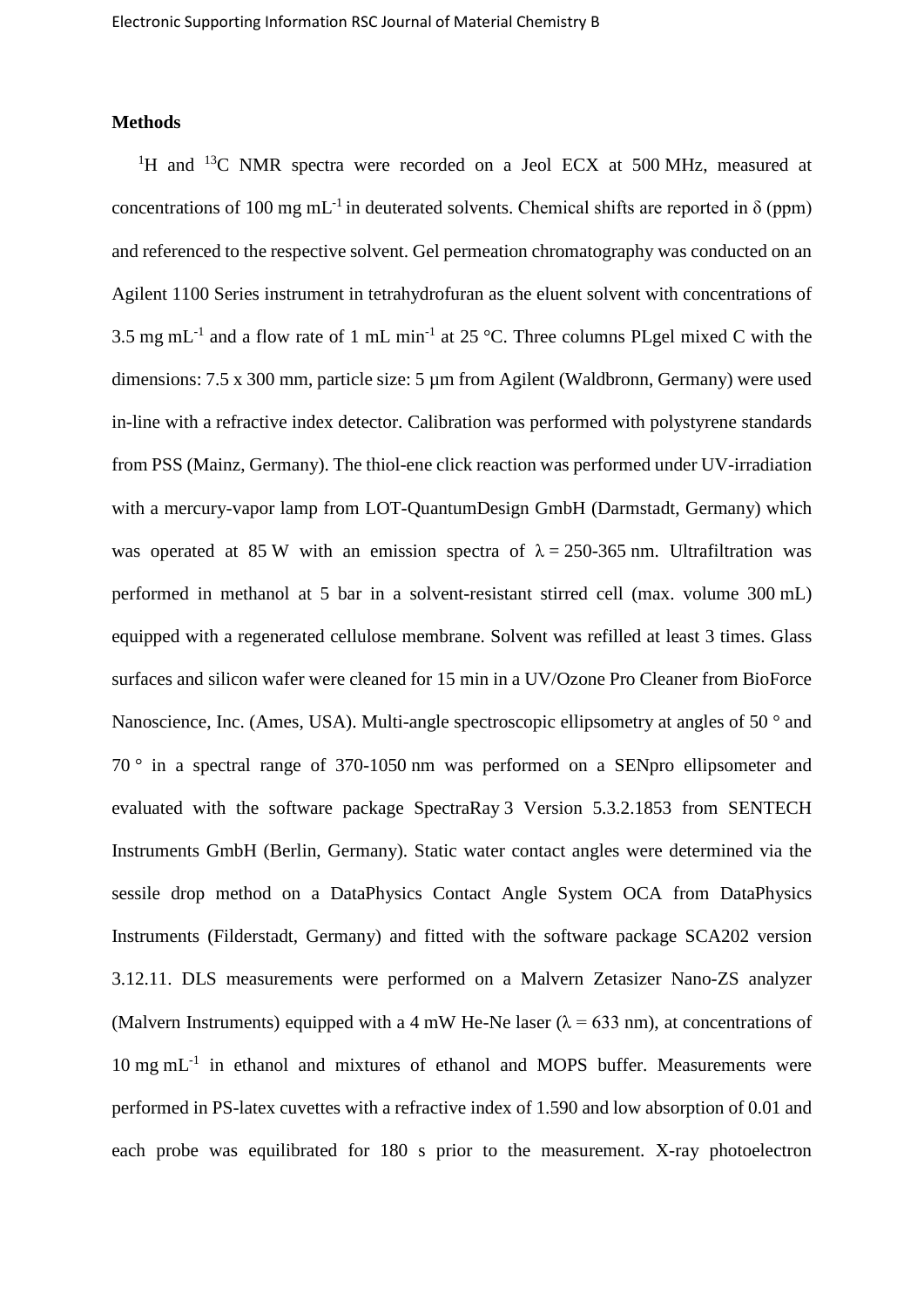## Methods

$^1$H and $^{13}$C NMR spectra were recorded on a Jeol ECX at 500 MHz, measured at concentrations of 100 mg mL$^{-1}$ in deuterated solvents. Chemical shifts are reported in δ (ppm) and referenced to the respective solvent. Gel permeation chromatography was conducted on an Agilent 1100 Series instrument in tetrahydrofuran as the eluent solvent with concentrations of 3.5 mg mL$^{-1}$ and a flow rate of 1 mL min$^{-1}$ at 25 °C. Three columns PLgel mixed C with the dimensions: 7.5 x 300 mm, particle size: 5 µm from Agilent (Waldbronn, Germany) were used in-line with a refractive index detector. Calibration was performed with polystyrene standards from PSS (Mainz, Germany). The thiol-ene click reaction was performed under UV-irradiation with a mercury-vapor lamp from LOT-QuantumDesign GmbH (Darmstadt, Germany) which was operated at 85 W with an emission spectra of λ = 250-365 nm. Ultrafiltration was performed in methanol at 5 bar in a solvent-resistant stirred cell (max. volume 300 mL) equipped with a regenerated cellulose membrane. Solvent was refilled at least 3 times. Glass surfaces and silicon wafer were cleaned for 15 min in a UV/Ozone Pro Cleaner from BioForce Nanoscience, Inc. (Ames, USA). Multi-angle spectroscopic ellipsometry at angles of 50 ° and 70 ° in a spectral range of 370-1050 nm was performed on a SENpro ellipsometer and evaluated with the software package SpectraRay 3 Version 5.3.2.1853 from SENTECH Instruments GmbH (Berlin, Germany). Static water contact angles were determined via the sessile drop method on a DataPhysics Contact Angle System OCA from DataPhysics Instruments (Filderstadt, Germany) and fitted with the software package SCA202 version 3.12.11. DLS measurements were performed on a Malvern Zetasizer Nano-ZS analyzer (Malvern Instruments) equipped with a 4 mW He-Ne laser (λ = 633 nm), at concentrations of 10 mg mL$^{-1}$ in ethanol and mixtures of ethanol and MOPS buffer. Measurements were performed in PS-latex cuvettes with a refractive index of 1.590 and low absorption of 0.01 and each probe was equilibrated for 180 s prior to the measurement. X-ray photoelectron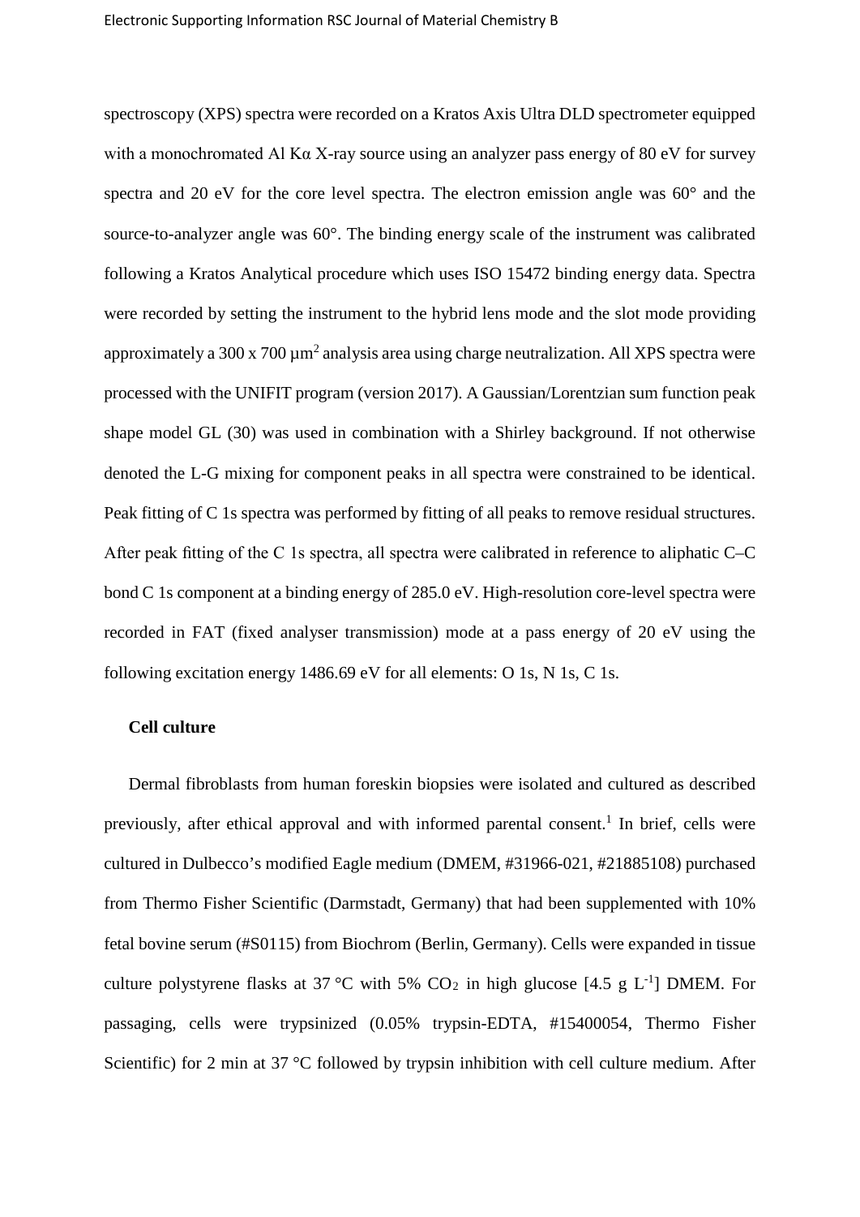spectroscopy (XPS) spectra were recorded on a Kratos Axis Ultra DLD spectrometer equipped with a monochromated Al Kα X-ray source using an analyzer pass energy of 80 eV for survey spectra and 20 eV for the core level spectra. The electron emission angle was 60° and the source-to-analyzer angle was 60°. The binding energy scale of the instrument was calibrated following a Kratos Analytical procedure which uses ISO 15472 binding energy data. Spectra were recorded by setting the instrument to the hybrid lens mode and the slot mode providing approximately a 300 x 700 $\mu m^2$ analysis area using charge neutralization. All XPS spectra were processed with the UNIFIT program (version 2017). A Gaussian/Lorentzian sum function peak shape model GL (30) was used in combination with a Shirley background. If not otherwise denoted the L-G mixing for component peaks in all spectra were constrained to be identical. Peak fitting of C 1s spectra was performed by fitting of all peaks to remove residual structures. After peak fitting of the C 1s spectra, all spectra were calibrated in reference to aliphatic C–C bond C 1s component at a binding energy of 285.0 eV. High-resolution core-level spectra were recorded in FAT (fixed analyser transmission) mode at a pass energy of 20 eV using the following excitation energy 1486.69 eV for all elements: O 1s, N 1s, C 1s.

**Cell culture**

Dermal fibroblasts from human foreskin biopsies were isolated and cultured as described previously, after ethical approval and with informed parental consent.[1] In brief, cells were cultured in Dulbecco's modified Eagle medium (DMEM, #31966-021, #21885108) purchased from Thermo Fisher Scientific (Darmstadt, Germany) that had been supplemented with 10% fetal bovine serum (#S0115) from Biochrom (Berlin, Germany). Cells were expanded in tissue culture polystyrene flasks at 37 °C with 5% $CO_2$ in high glucose [4.5 g $L^{-1}$] DMEM. For passaging, cells were trypsinized (0.05% trypsin-EDTA, #15400054, Thermo Fisher Scientific) for 2 min at 37 °C followed by trypsin inhibition with cell culture medium. After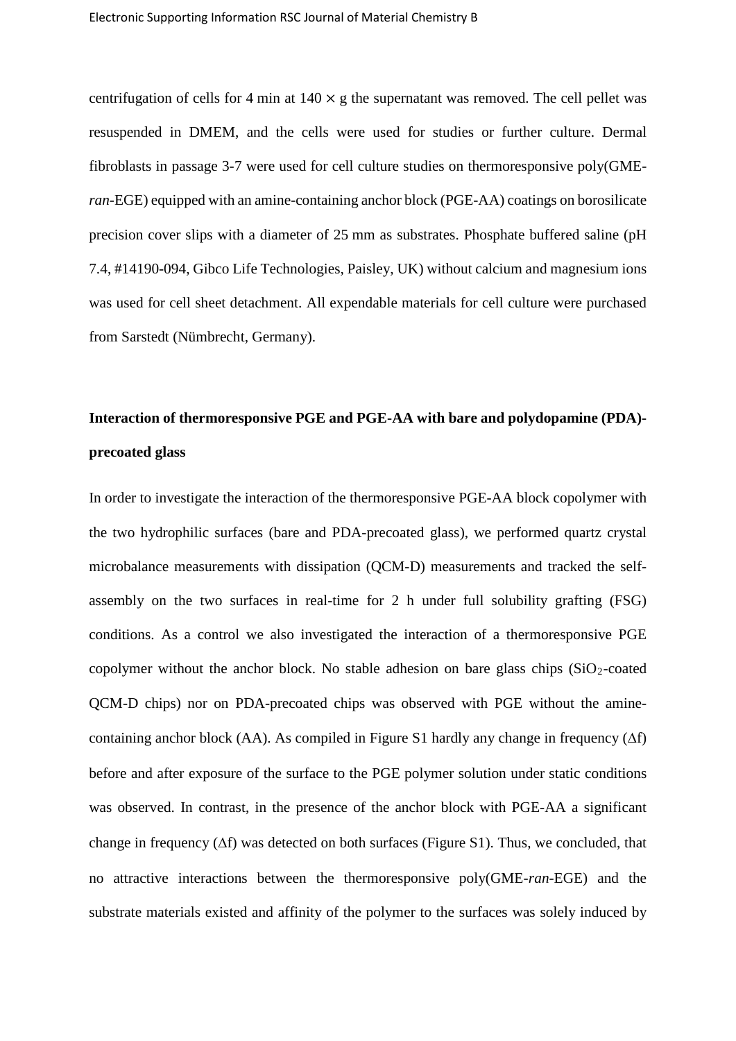centrifugation of cells for 4 min at $140 \times g$ the supernatant was removed. The cell pellet was resuspended in DMEM, and the cells were used for studies or further culture. Dermal fibroblasts in passage 3-7 were used for cell culture studies on thermoresponsive poly(GME-*ran*-EGE) equipped with an amine-containing anchor block (PGE-AA) coatings on borosilicate precision cover slips with a diameter of 25 mm as substrates. Phosphate buffered saline (pH 7.4, #14190-094, Gibco Life Technologies, Paisley, UK) without calcium and magnesium ions was used for cell sheet detachment. All expendable materials for cell culture were purchased from Sarstedt (Nümbrecht, Germany).

## Interaction of thermoresponsive PGE and PGE-AA with bare and polydopamine (PDA)-precoated glass

In order to investigate the interaction of the thermoresponsive PGE-AA block copolymer with the two hydrophilic surfaces (bare and PDA-precoated glass), we performed quartz crystal microbalance measurements with dissipation (QCM-D) measurements and tracked the self-assembly on the two surfaces in real-time for 2 h under full solubility grafting (FSG) conditions. As a control we also investigated the interaction of a thermoresponsive PGE copolymer without the anchor block. No stable adhesion on bare glass chips ($SiO_2$-coated QCM-D chips) nor on PDA-precoated chips was observed with PGE without the amine-containing anchor block (AA). As compiled in Figure S1 hardly any change in frequency ($\Delta f$) before and after exposure of the surface to the PGE polymer solution under static conditions was observed. In contrast, in the presence of the anchor block with PGE-AA a significant change in frequency ($\Delta f$) was detected on both surfaces (Figure S1). Thus, we concluded, that no attractive interactions between the thermoresponsive poly(GME-*ran*-EGE) and the substrate materials existed and affinity of the polymer to the surfaces was solely induced by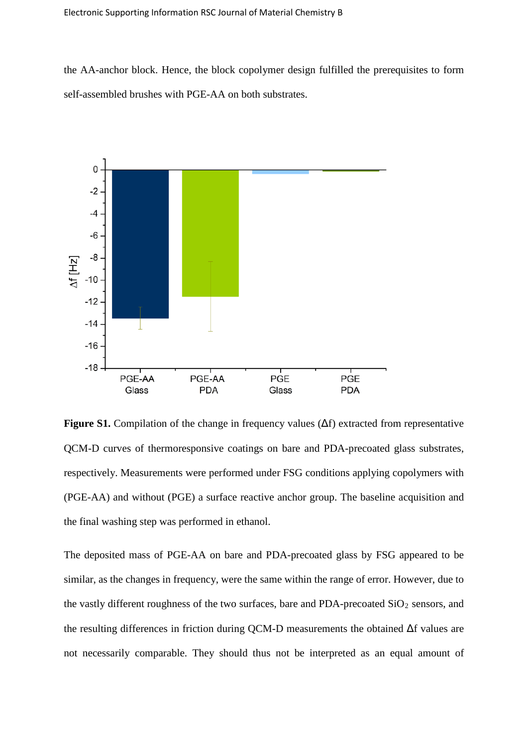the AA-anchor block. Hence, the block copolymer design fulfilled the prerequisites to form self-assembled brushes with PGE-AA on both substrates.

**Figure S1.** Compilation of the change in frequency values (Δf) extracted from representative QCM-D curves of thermoresponsive coatings on bare and PDA-precoated glass substrates, respectively. Measurements were performed under FSG conditions applying copolymers with (PGE-AA) and without (PGE) a surface reactive anchor group. The baseline acquisition and the final washing step was performed in ethanol.

The deposited mass of PGE-AA on bare and PDA-precoated glass by FSG appeared to be similar, as the changes in frequency, were the same within the range of error. However, due to the vastly different roughness of the two surfaces, bare and PDA-precoated $SiO_2$ sensors, and the resulting differences in friction during QCM-D measurements the obtained Δf values are not necessarily comparable. They should thus not be interpreted as an equal amount of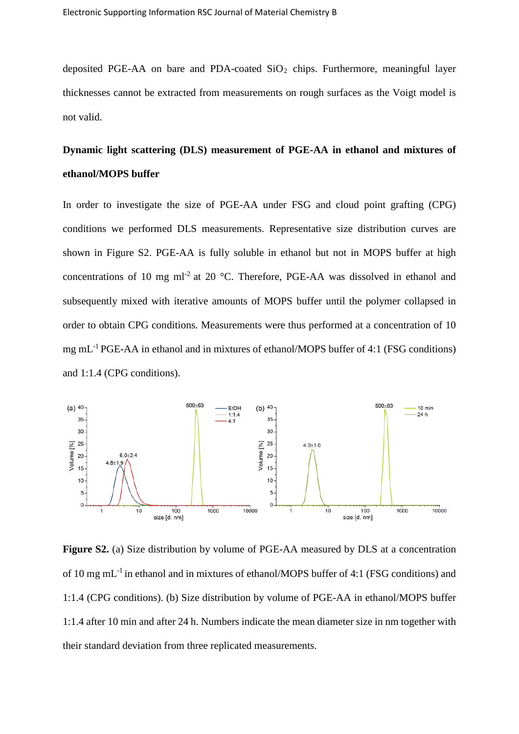deposited PGE-AA on bare and PDA-coated $SiO_2$ chips. Furthermore, meaningful layer thicknesses cannot be extracted from measurements on rough surfaces as the Voigt model is not valid.

**Dynamic light scattering (DLS) measurement of PGE-AA in ethanol and mixtures of ethanol/MOPS buffer**

In order to investigate the size of PGE-AA under FSG and cloud point grafting (CPG) conditions we performed DLS measurements. Representative size distribution curves are shown in Figure S2. PGE-AA is fully soluble in ethanol but not in MOPS buffer at high concentrations of 10 mg $ml^{-2}$ at 20 °C. Therefore, PGE-AA was dissolved in ethanol and subsequently mixed with iterative amounts of MOPS buffer until the polymer collapsed in order to obtain CPG conditions. Measurements were thus performed at a concentration of 10 mg $mL^{-1}$ PGE-AA in ethanol and in mixtures of ethanol/MOPS buffer of 4:1 (FSG conditions) and 1:1.4 (CPG conditions).

**Figure S2.** (a) Size distribution by volume of PGE-AA measured by DLS at a concentration of 10 mg $mL^{-1}$ in ethanol and in mixtures of ethanol/MOPS buffer of 4:1 (FSG conditions) and 1:1.4 (CPG conditions). (b) Size distribution by volume of PGE-AA in ethanol/MOPS buffer 1:1.4 after 10 min and after 24 h. Numbers indicate the mean diameter size in nm together with their standard deviation from three replicated measurements.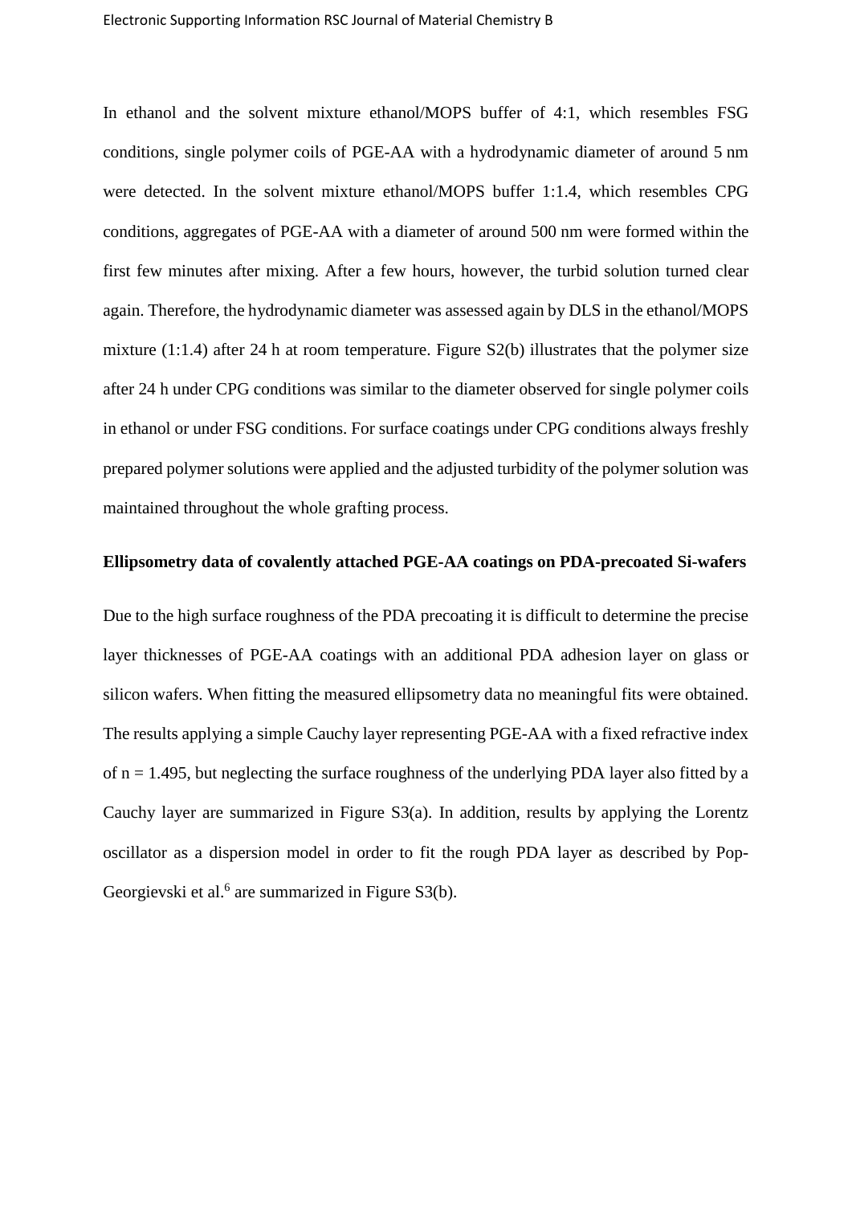In ethanol and the solvent mixture ethanol/MOPS buffer of 4:1, which resembles FSG conditions, single polymer coils of PGE-AA with a hydrodynamic diameter of around 5 nm were detected. In the solvent mixture ethanol/MOPS buffer 1:1.4, which resembles CPG conditions, aggregates of PGE-AA with a diameter of around 500 nm were formed within the first few minutes after mixing. After a few hours, however, the turbid solution turned clear again. Therefore, the hydrodynamic diameter was assessed again by DLS in the ethanol/MOPS mixture (1:1.4) after 24 h at room temperature. Figure S2(b) illustrates that the polymer size after 24 h under CPG conditions was similar to the diameter observed for single polymer coils in ethanol or under FSG conditions. For surface coatings under CPG conditions always freshly prepared polymer solutions were applied and the adjusted turbidity of the polymer solution was maintained throughout the whole grafting process.

**Ellipsometry data of covalently attached PGE-AA coatings on PDA-precoated Si-wafers**

Due to the high surface roughness of the PDA precoating it is difficult to determine the precise layer thicknesses of PGE-AA coatings with an additional PDA adhesion layer on glass or silicon wafers. When fitting the measured ellipsometry data no meaningful fits were obtained. The results applying a simple Cauchy layer representing PGE-AA with a fixed refractive index of $n = 1.495$, but neglecting the surface roughness of the underlying PDA layer also fitted by a Cauchy layer are summarized in Figure S3(a). In addition, results by applying the Lorentz oscillator as a dispersion model in order to fit the rough PDA layer as described by Pop-Georgievski et al.[6] are summarized in Figure S3(b).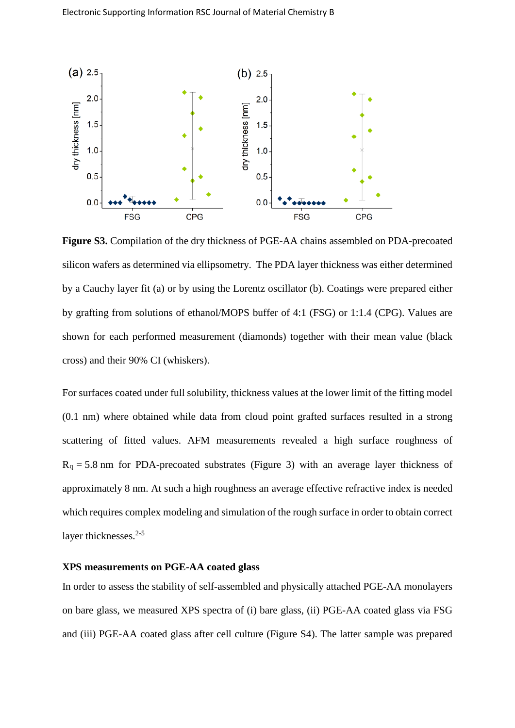**Figure S3.** Compilation of the dry thickness of PGE-AA chains assembled on PDA-precoated silicon wafers as determined via ellipsometry. The PDA layer thickness was either determined by a Cauchy layer fit (a) or by using the Lorentz oscillator (b). Coatings were prepared either by grafting from solutions of ethanol/MOPS buffer of 4:1 (FSG) or 1:1.4 (CPG). Values are shown for each performed measurement (diamonds) together with their mean value (black cross) and their 90% CI (whiskers).

For surfaces coated under full solubility, thickness values at the lower limit of the fitting model (0.1 nm) where obtained while data from cloud point grafted surfaces resulted in a strong scattering of fitted values. AFM measurements revealed a high surface roughness of $R_q = 5.8$ nm for PDA-precoated substrates (Figure 3) with an average layer thickness of approximately 8 nm. At such a high roughness an average effective refractive index is needed which requires complex modeling and simulation of the rough surface in order to obtain correct layer thicknesses.[2-5]

### XPS measurements on PGE-AA coated glass

In order to assess the stability of self-assembled and physically attached PGE-AA monolayers on bare glass, we measured XPS spectra of (i) bare glass, (ii) PGE-AA coated glass via FSG and (iii) PGE-AA coated glass after cell culture (Figure S4). The latter sample was prepared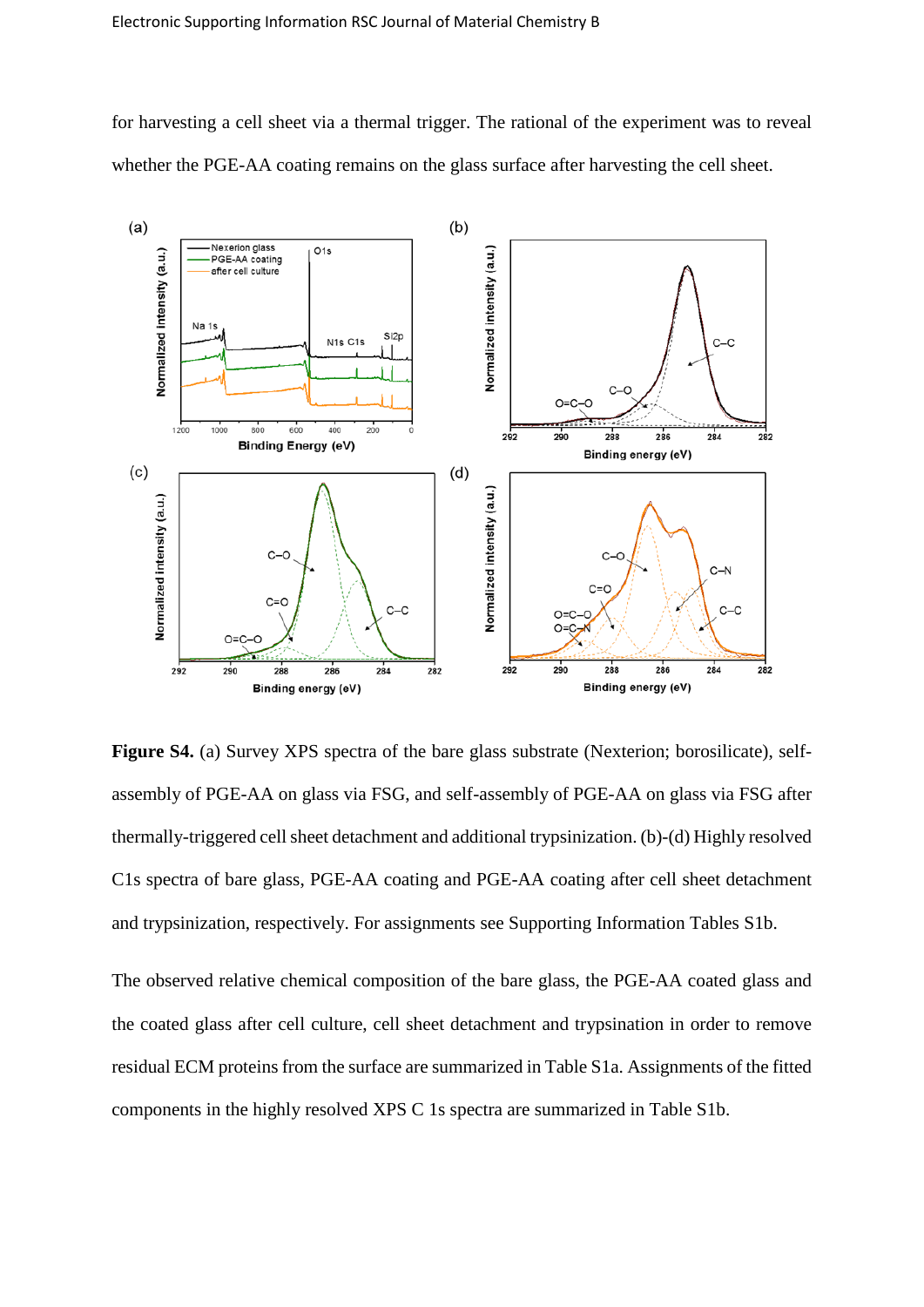for harvesting a cell sheet via a thermal trigger. The rational of the experiment was to reveal whether the PGE-AA coating remains on the glass surface after harvesting the cell sheet.

**Figure S4.** (a) Survey XPS spectra of the bare glass substrate (Nexterion; borosilicate), self-assembly of PGE-AA on glass via FSG, and self-assembly of PGE-AA on glass via FSG after thermally-triggered cell sheet detachment and additional trypsinization. (b)-(d) Highly resolved C1s spectra of bare glass, PGE-AA coating and PGE-AA coating after cell sheet detachment and trypsinization, respectively. For assignments see Supporting Information Tables S1b.

The observed relative chemical composition of the bare glass, the PGE-AA coated glass and the coated glass after cell culture, cell sheet detachment and trypsination in order to remove residual ECM proteins from the surface are summarized in Table S1a. Assignments of the fitted components in the highly resolved XPS C 1s spectra are summarized in Table S1b.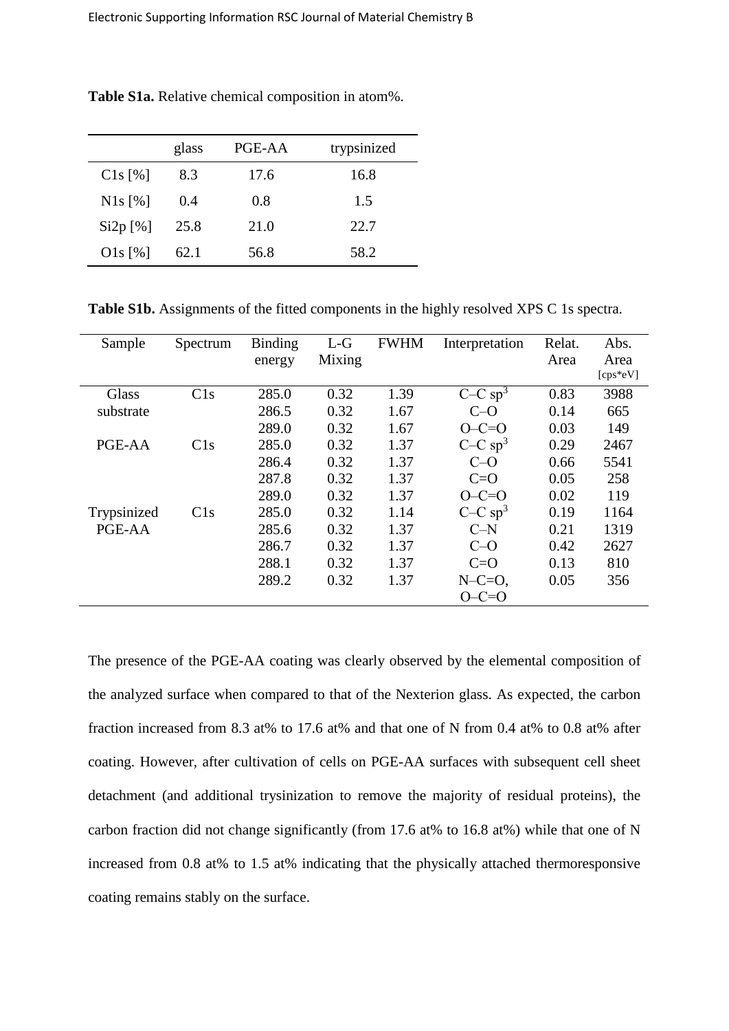**Table S1a.** Relative chemical composition in atom%.

| | glass | PGE-AA | trypsinized |
|---|---|---|---|
| C1s [%] | 8.3 | 17.6 | 16.8 |
| N1s [%] | 0.4 | 0.8 | 1.5 |
| Si2p [%] | 25.8 | 21.0 | 22.7 |
| O1s [%] | 62.1 | 56.8 | 58.2 |

**Table S1b.** Assignments of the fitted components in the highly resolved XPS C 1s spectra.

| Sample | Spectrum | Binding energy | L-G Mixing | FWHM | Interpretation | Relat. Area | Abs. Area [cps*eV] |
|---|---|---|---|---|---|---|---|
| Glass substrate | C1s | 285.0 | 0.32 | 1.39 | C–C $sp^3$ | 0.83 | 3988 |
| | | 286.5 | 0.32 | 1.67 | C–O | 0.14 | 665 |
| | | 289.0 | 0.32 | 1.67 | O–C=O | 0.03 | 149 |
| PGE-AA | C1s | 285.0 | 0.32 | 1.37 | C–C $sp^3$ | 0.29 | 2467 |
| | | 286.4 | 0.32 | 1.37 | C–O | 0.66 | 5541 |
| | | 287.8 | 0.32 | 1.37 | C=O | 0.05 | 258 |
| | | 289.0 | 0.32 | 1.37 | O–C=O | 0.02 | 119 |
| Trypsinized PGE-AA | C1s | 285.0 | 0.32 | 1.14 | C–C $sp^3$ | 0.19 | 1164 |
| | | 285.6 | 0.32 | 1.37 | C–N | 0.21 | 1319 |
| | | 286.7 | 0.32 | 1.37 | C–O | 0.42 | 2627 |
| | | 288.1 | 0.32 | 1.37 | C=O | 0.13 | 810 |
| | | 289.2 | 0.32 | 1.37 | N–C=O, O–C=O | 0.05 | 356 |

The presence of the PGE-AA coating was clearly observed by the elemental composition of the analyzed surface when compared to that of the Nexterion glass. As expected, the carbon fraction increased from 8.3 at% to 17.6 at% and that one of N from 0.4 at% to 0.8 at% after coating. However, after cultivation of cells on PGE-AA surfaces with subsequent cell sheet detachment (and additional trysinization to remove the majority of residual proteins), the carbon fraction did not change significantly (from 17.6 at% to 16.8 at%) while that one of N increased from 0.8 at% to 1.5 at% indicating that the physically attached thermoresponsive coating remains stably on the surface.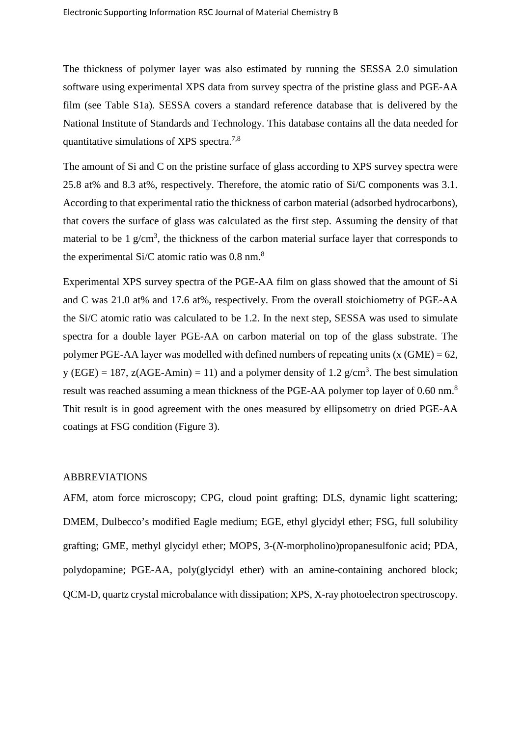The thickness of polymer layer was also estimated by running the SESSA 2.0 simulation software using experimental XPS data from survey spectra of the pristine glass and PGE-AA film (see Table S1a). SESSA covers a standard reference database that is delivered by the National Institute of Standards and Technology. This database contains all the data needed for quantitative simulations of XPS spectra.[7,8]

The amount of Si and C on the pristine surface of glass according to XPS survey spectra were 25.8 at% and 8.3 at%, respectively. Therefore, the atomic ratio of Si/C components was 3.1. According to that experimental ratio the thickness of carbon material (adsorbed hydrocarbons), that covers the surface of glass was calculated as the first step. Assuming the density of that material to be 1 g/cm$^3$, the thickness of the carbon material surface layer that corresponds to the experimental Si/C atomic ratio was 0.8 nm.[8]

Experimental XPS survey spectra of the PGE-AA film on glass showed that the amount of Si and C was 21.0 at% and 17.6 at%, respectively. From the overall stoichiometry of PGE-AA the Si/C atomic ratio was calculated to be 1.2. In the next step, SESSA was used to simulate spectra for a double layer PGE-AA on carbon material on top of the glass substrate. The polymer PGE-AA layer was modelled with defined numbers of repeating units (x (GME) = 62, y (EGE) = 187, z(AGE-Amin) = 11) and a polymer density of 1.2 g/cm$^3$. The best simulation result was reached assuming a mean thickness of the PGE-AA polymer top layer of 0.60 nm.[8] Thit result is in good agreement with the ones measured by ellipsometry on dried PGE-AA coatings at FSG condition (Figure 3).

## ABBREVIATIONS

AFM, atom force microscopy; CPG, cloud point grafting; DLS, dynamic light scattering; DMEM, Dulbecco's modified Eagle medium; EGE, ethyl glycidyl ether; FSG, full solubility grafting; GME, methyl glycidyl ether; MOPS, 3-(*N*-morpholino)propanesulfonic acid; PDA, polydopamine; PGE-AA, poly(glycidyl ether) with an amine-containing anchored block; QCM-D, quartz crystal microbalance with dissipation; XPS, X-ray photoelectron spectroscopy.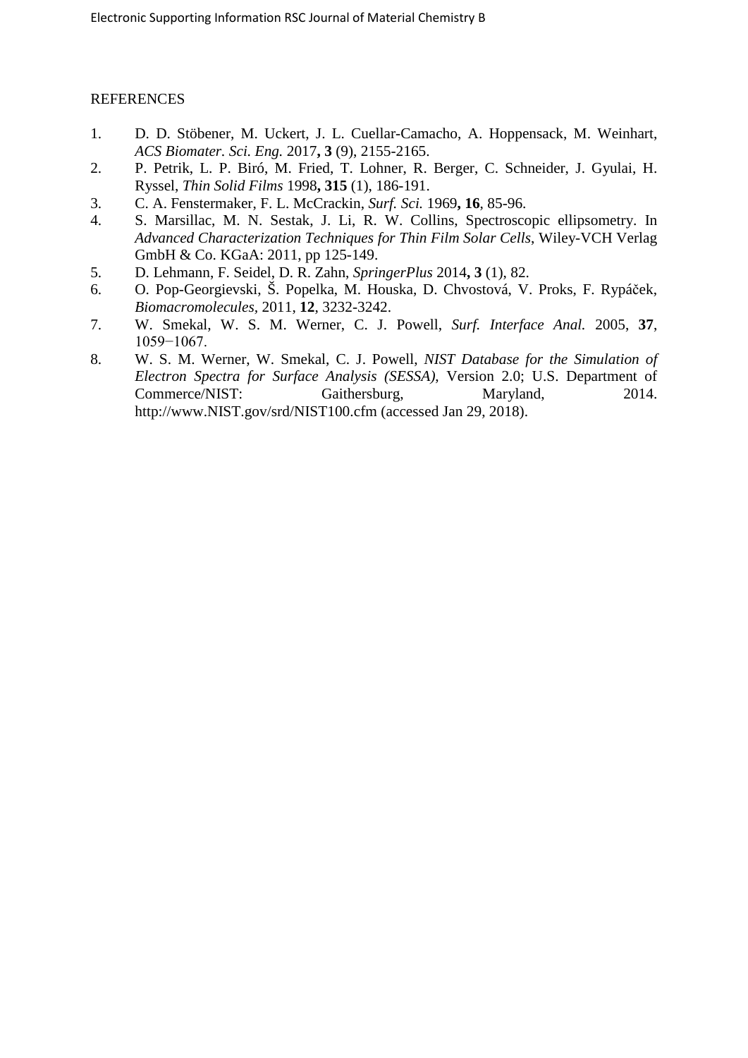REFERENCES

1. D. D. Stöbener, M. Uckert, J. L. Cuellar-Camacho, A. Hoppensack, M. Weinhart, *ACS Biomater. Sci. Eng.* 2017**, 3** (9), 2155-2165.
2. P. Petrik, L. P. Biró, M. Fried, T. Lohner, R. Berger, C. Schneider, J. Gyulai, H. Ryssel, *Thin Solid Films* 1998**, 315** (1), 186-191.
3. C. A. Fenstermaker, F. L. McCrackin, *Surf. Sci.* 1969**, 16**, 85-96.
4. S. Marsillac, M. N. Sestak, J. Li, R. W. Collins, Spectroscopic ellipsometry. In *Advanced Characterization Techniques for Thin Film Solar Cells*, Wiley-VCH Verlag GmbH & Co. KGaA: 2011, pp 125-149.
5. D. Lehmann, F. Seidel, D. R. Zahn, *SpringerPlus* 2014**, 3** (1), 82.
6. O. Pop-Georgievski, Š. Popelka, M. Houska, D. Chvostová, V. Proks, F. Rypáček, *Biomacromolecules*, 2011, **12**, 3232-3242.
7. W. Smekal, W. S. M. Werner, C. J. Powell, *Surf. Interface Anal.* 2005, **37**, 1059−1067.
8. W. S. M. Werner, W. Smekal, C. J. Powell, *NIST Database for the Simulation of Electron Spectra for Surface Analysis (SESSA)*, Version 2.0; U.S. Department of Commerce/NIST: Gaithersburg, Maryland, 2014. http://www.NIST.gov/srd/NIST100.cfm (accessed Jan 29, 2018).